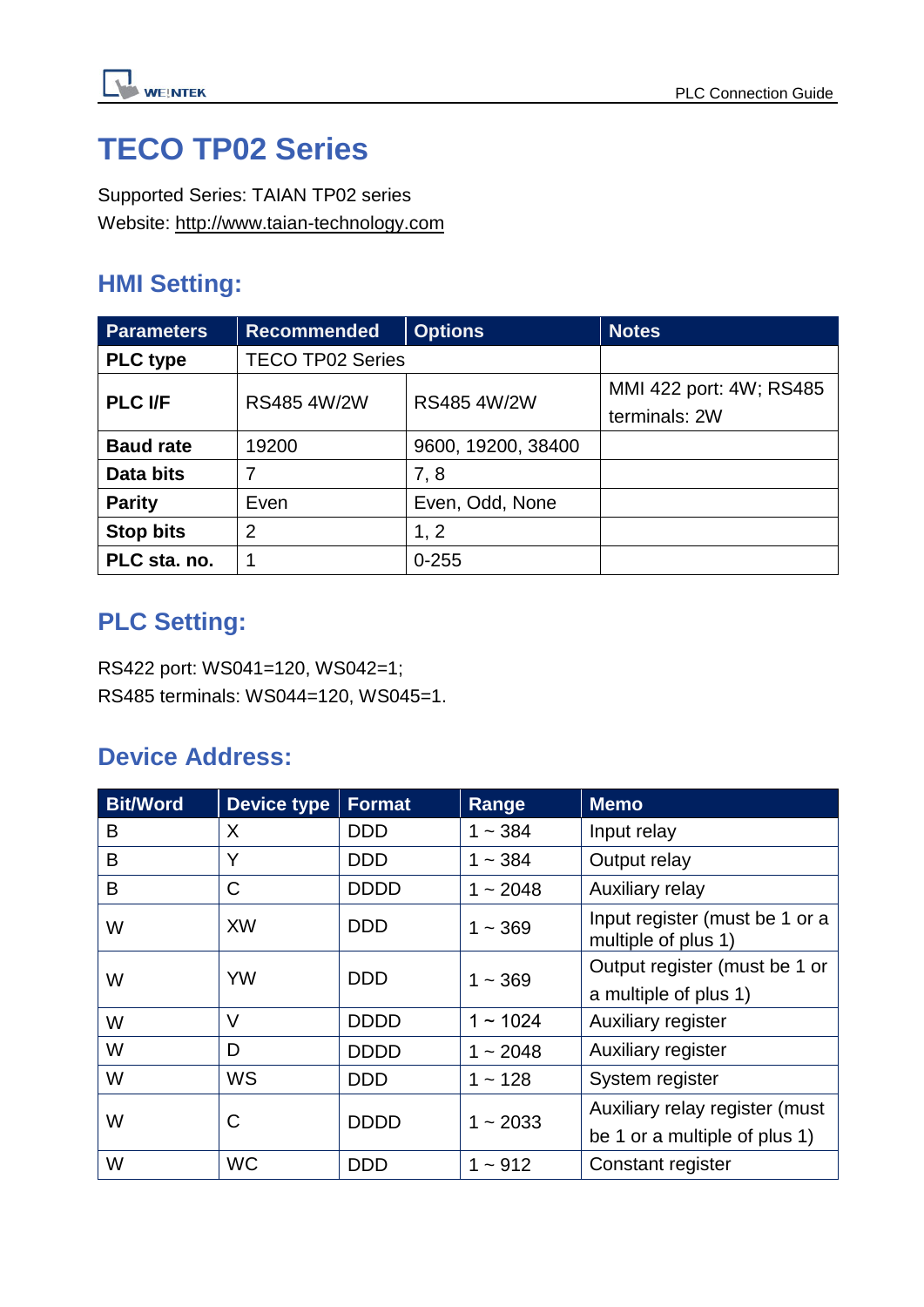# TECO TP02 Series

Supported Series: TAIAN TP02 series
Website: http://www.taian-technology.com

## HMI Setting:

| Parameters | Recommended | Options | Notes |
|---|---|---|---|
| **PLC type** | TECO TP02 Series | | |
| **PLC I/F** | RS485 4W/2W | RS485 4W/2W | MMI 422 port: 4W; RS485 terminals: 2W |
| **Baud rate** | 19200 | 9600, 19200, 38400 | |
| **Data bits** | 7 | 7, 8 | |
| **Parity** | Even | Even, Odd, None | |
| **Stop bits** | 2 | 1, 2 | |
| **PLC sta. no.** | 1 | 0-255 | |

## PLC Setting:

RS422 port: WS041=120, WS042=1;
RS485 terminals: WS044=120, WS045=1.

## Device Address:

| Bit/Word | Device type | Format | Range | Memo |
|---|---|---|---|---|
| B | X | DDD | 1 ~ 384 | Input relay |
| B | Y | DDD | 1 ~ 384 | Output relay |
| B | C | DDDD | 1 ~ 2048 | Auxiliary relay |
| W | XW | DDD | 1 ~ 369 | Input register (must be 1 or a multiple of plus 1) |
| W | YW | DDD | 1 ~ 369 | Output register (must be 1 or a multiple of plus 1) |
| W | V | DDDD | 1 ~ 1024 | Auxiliary register |
| W | D | DDDD | 1 ~ 2048 | Auxiliary register |
| W | WS | DDD | 1 ~ 128 | System register |
| W | C | DDDD | 1 ~ 2033 | Auxiliary relay register (must be 1 or a multiple of plus 1) |
| W | WC | DDD | 1 ~ 912 | Constant register |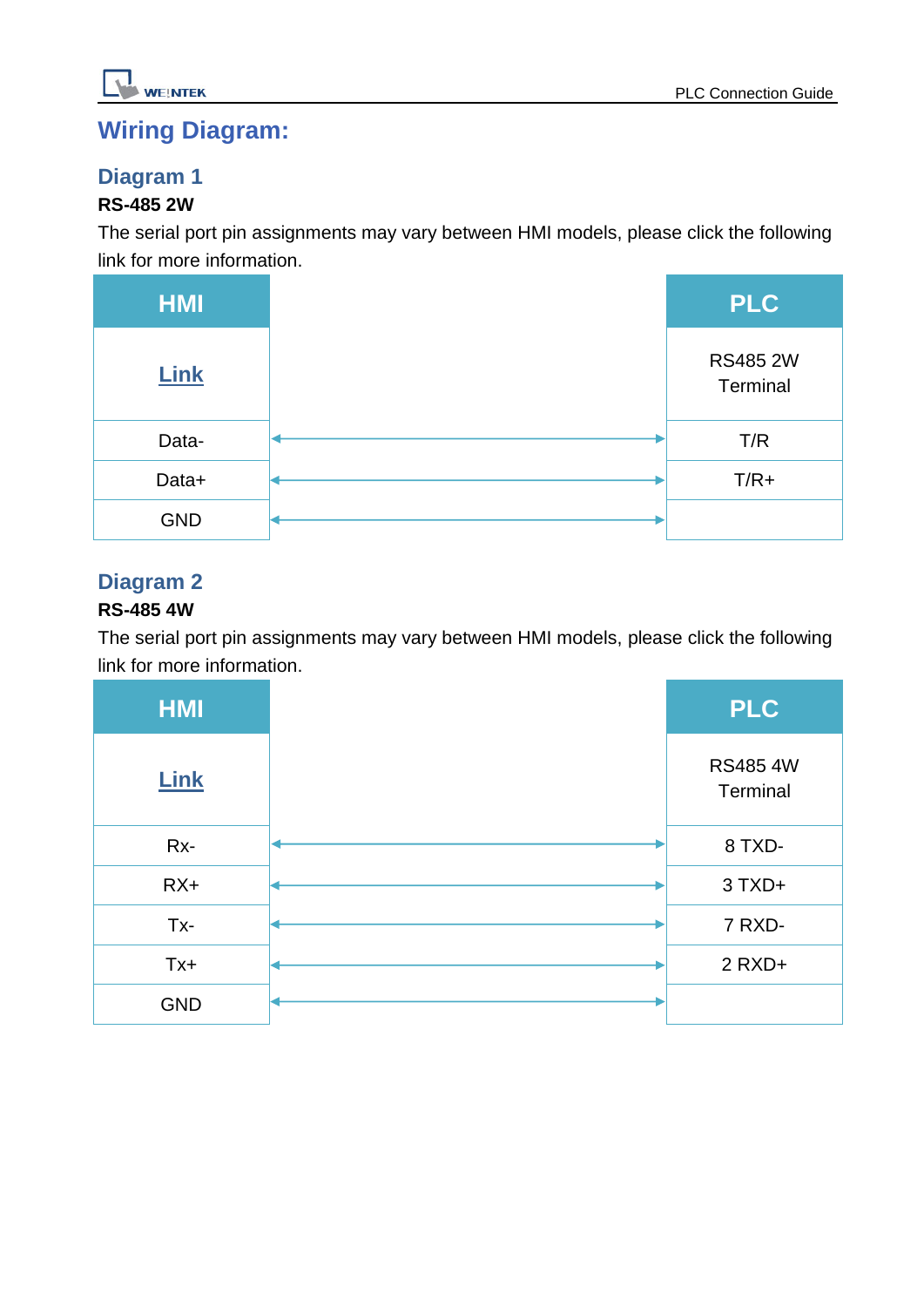# Wiring Diagram:

## Diagram 1

**RS-485 2W**

The serial port pin assignments may vary between HMI models, please click the following link for more information.

| HMI | | PLC |
|---|---|---|
| Link | | RS485 2W Terminal |
| Data- | ↔ | T/R |
| Data+ | ↔ | T/R+ |
| GND | ↔ | |

## Diagram 2

**RS-485 4W**

The serial port pin assignments may vary between HMI models, please click the following link for more information.

| HMI | | PLC |
|---|---|---|
| Link | | RS485 4W Terminal |
| Rx- | ↔ | 8 TXD- |
| RX+ | ↔ | 3 TXD+ |
| Tx- | ↔ | 7 RXD- |
| Tx+ | ↔ | 2 RXD+ |
| GND | ↔ | |